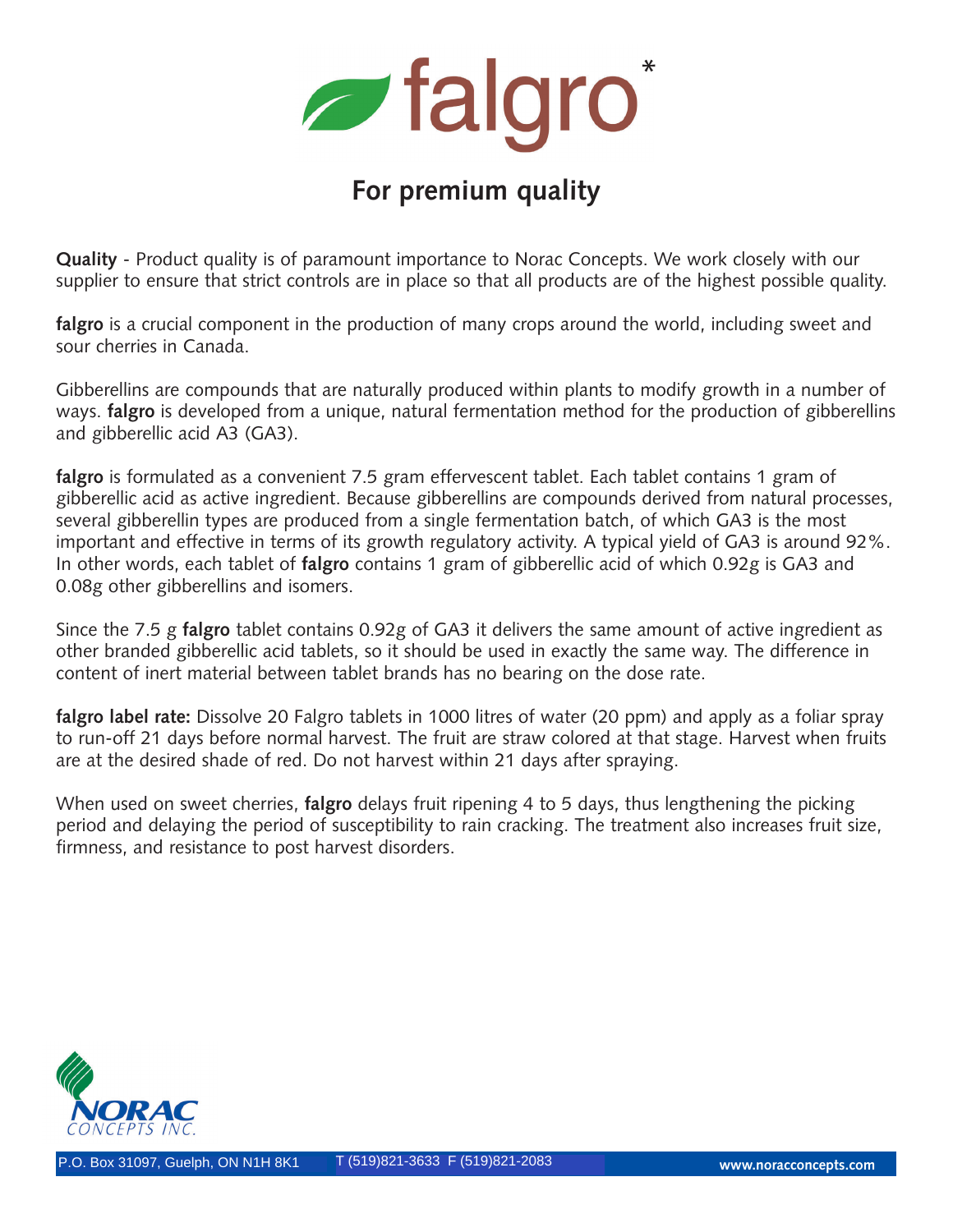# falgro*

## For premium quality

**Quality** - Product quality is of paramount importance to Norac Concepts. We work closely with our supplier to ensure that strict controls are in place so that all products are of the highest possible quality.

**falgro** is a crucial component in the production of many crops around the world, including sweet and sour cherries in Canada.

Gibberellins are compounds that are naturally produced within plants to modify growth in a number of ways. **falgro** is developed from a unique, natural fermentation method for the production of gibberellins and gibberellic acid A3 (GA3).

**falgro** is formulated as a convenient 7.5 gram effervescent tablet. Each tablet contains 1 gram of gibberellic acid as active ingredient. Because gibberellins are compounds derived from natural processes, several gibberellin types are produced from a single fermentation batch, of which GA3 is the most important and effective in terms of its growth regulatory activity. A typical yield of GA3 is around 92%. In other words, each tablet of **falgro** contains 1 gram of gibberellic acid of which 0.92g is GA3 and 0.08g other gibberellins and isomers.

Since the 7.5 g **falgro** tablet contains 0.92g of GA3 it delivers the same amount of active ingredient as other branded gibberellic acid tablets, so it should be used in exactly the same way. The difference in content of inert material between tablet brands has no bearing on the dose rate.

**falgro label rate:** Dissolve 20 Falgro tablets in 1000 litres of water (20 ppm) and apply as a foliar spray to run-off 21 days before normal harvest. The fruit are straw colored at that stage. Harvest when fruits are at the desired shade of red. Do not harvest within 21 days after spraying.

When used on sweet cherries, **falgro** delays fruit ripening 4 to 5 days, thus lengthening the picking period and delaying the period of susceptibility to rain cracking. The treatment also increases fruit size, firmness, and resistance to post harvest disorders.

NORAC CONCEPTS INC.

P.O. Box 31097, Guelph, ON N1H 8K1 T (519)821-3633 F (519)821-2083 www.noracconcepts.com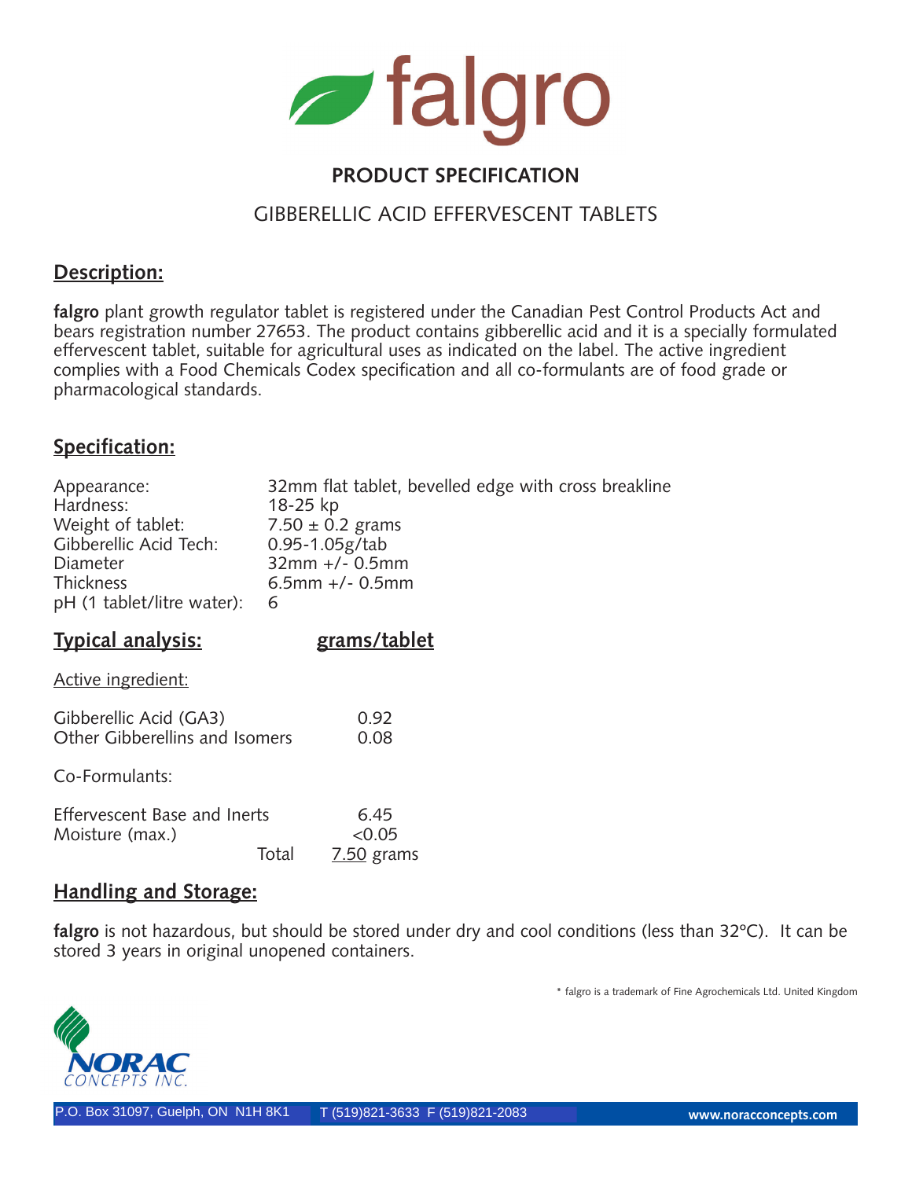falgro

## PRODUCT SPECIFICATION

GIBBERELLIC ACID EFFERVESCENT TABLETS

## Description:

**falgro** plant growth regulator tablet is registered under the Canadian Pest Control Products Act and bears registration number 27653. The product contains gibberellic acid and it is a specially formulated effervescent tablet, suitable for agricultural uses as indicated on the label. The active ingredient complies with a Food Chemicals Codex specification and all co-formulants are of food grade or pharmacological standards.

## Specification:

| | |
|---|---|
| Appearance: | 32mm flat tablet, bevelled edge with cross breakline |
| Hardness: | 18-25 kp |
| Weight of tablet: | 7.50 ± 0.2 grams |
| Gibberellic Acid Tech: | 0.95-1.05g/tab |
| Diameter | 32mm +/- 0.5mm |
| Thickness | 6.5mm +/- 0.5mm |
| pH (1 tablet/litre water): | 6 |

## Typical analysis: grams/tablet

Active ingredient:

| | |
|---|---|
| Gibberellic Acid (GA3) | 0.92 |
| Other Gibberellins and Isomers | 0.08 |

Co-Formulants:

| | |
|---|---|
| Effervescent Base and Inerts | 6.45 |
| Moisture (max.) | <0.05 |
| Total | 7.50 grams |

## Handling and Storage:

**falgro** is not hazardous, but should be stored under dry and cool conditions (less than 32°C). It can be stored 3 years in original unopened containers.

* falgro is a trademark of Fine Agrochemicals Ltd. United Kingdom

NORAC CONCEPTS INC.

P.O. Box 31097, Guelph, ON N1H 8K1 T (519)821-3633 F (519)821-2083 www.noracconcepts.com